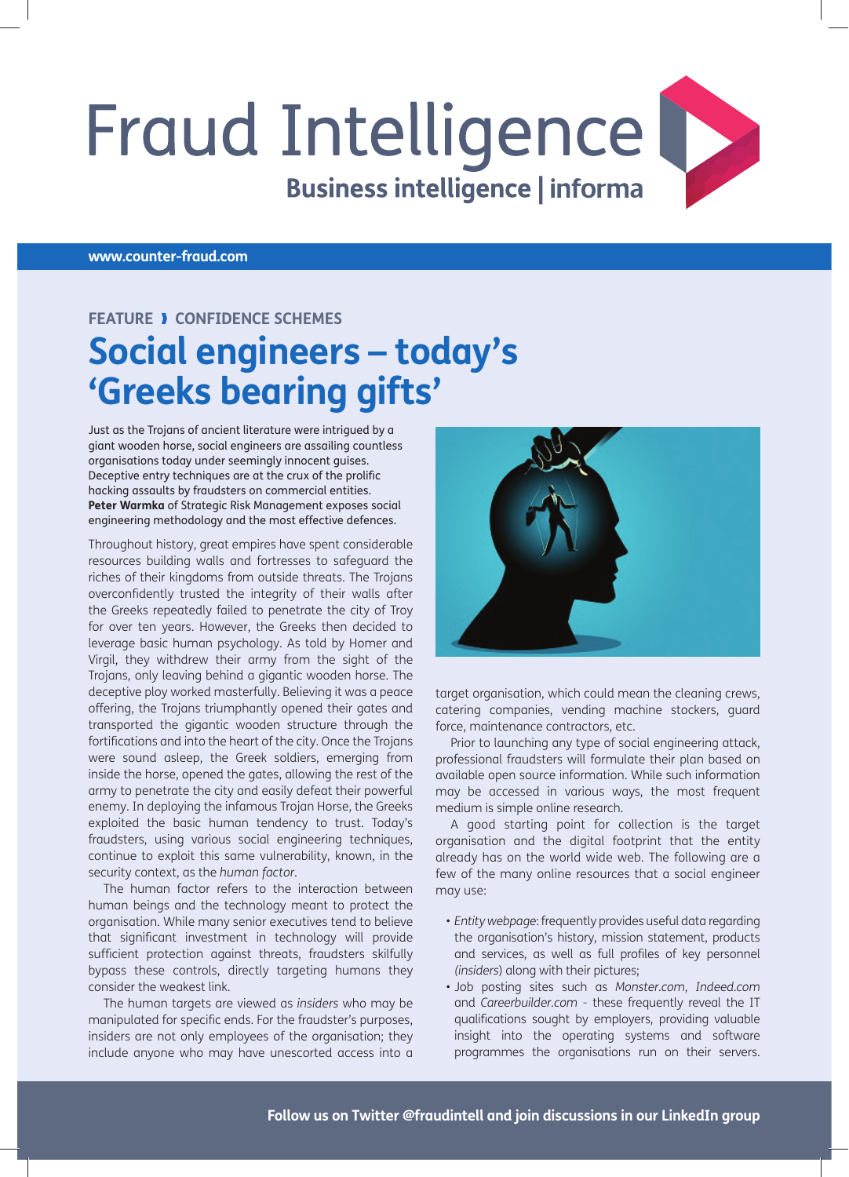# Fraud Intelligence

**Business intelligence | informa**

**www.counter-fraud.com**

FEATURE › CONFIDENCE SCHEMES

## Social engineers – today's 'Greeks bearing gifts'

Just as the Trojans of ancient literature were intrigued by a giant wooden horse, social engineers are assailing countless organisations today under seemingly innocent guises. Deceptive entry techniques are at the crux of the prolific hacking assaults by fraudsters on commercial entities. **Peter Warmka** of Strategic Risk Management exposes social engineering methodology and the most effective defences.

Throughout history, great empires have spent considerable resources building walls and fortresses to safeguard the riches of their kingdoms from outside threats. The Trojans overconfidently trusted the integrity of their walls after the Greeks repeatedly failed to penetrate the city of Troy for over ten years. However, the Greeks then decided to leverage basic human psychology. As told by Homer and Virgil, they withdrew their army from the sight of the Trojans, only leaving behind a gigantic wooden horse. The deceptive ploy worked masterfully. Believing it was a peace offering, the Trojans triumphantly opened their gates and transported the gigantic wooden structure through the fortifications and into the heart of the city. Once the Trojans were sound asleep, the Greek soldiers, emerging from inside the horse, opened the gates, allowing the rest of the army to penetrate the city and easily defeat their powerful enemy. In deploying the infamous Trojan Horse, the Greeks exploited the basic human tendency to trust. Today's fraudsters, using various social engineering techniques, continue to exploit this same vulnerability, known, in the security context, as the *human factor*.

The human factor refers to the interaction between human beings and the technology meant to protect the organisation. While many senior executives tend to believe that significant investment in technology will provide sufficient protection against threats, fraudsters skilfully bypass these controls, directly targeting humans they consider the weakest link.

The human targets are viewed as *insiders* who may be manipulated for specific ends. For the fraudster's purposes, insiders are not only employees of the organisation; they include anyone who may have unescorted access into a target organisation, which could mean the cleaning crews, catering companies, vending machine stockers, guard force, maintenance contractors, etc.

Prior to launching any type of social engineering attack, professional fraudsters will formulate their plan based on available open source information. While such information may be accessed in various ways, the most frequent medium is simple online research.

A good starting point for collection is the target organisation and the digital footprint that the entity already has on the world wide web. The following are a few of the many online resources that a social engineer may use:

- *Entity webpage*: frequently provides useful data regarding the organisation's history, mission statement, products and services, as well as full profiles of key personnel *(insiders)* along with their pictures;
- Job posting sites such as *Monster.com*, *Indeed.com* and *Careerbuilder.com* - these frequently reveal the IT qualifications sought by employers, providing valuable insight into the operating systems and software programmes the organisations run on their servers.

**Follow us on Twitter @fraudintell and join discussions in our LinkedIn group**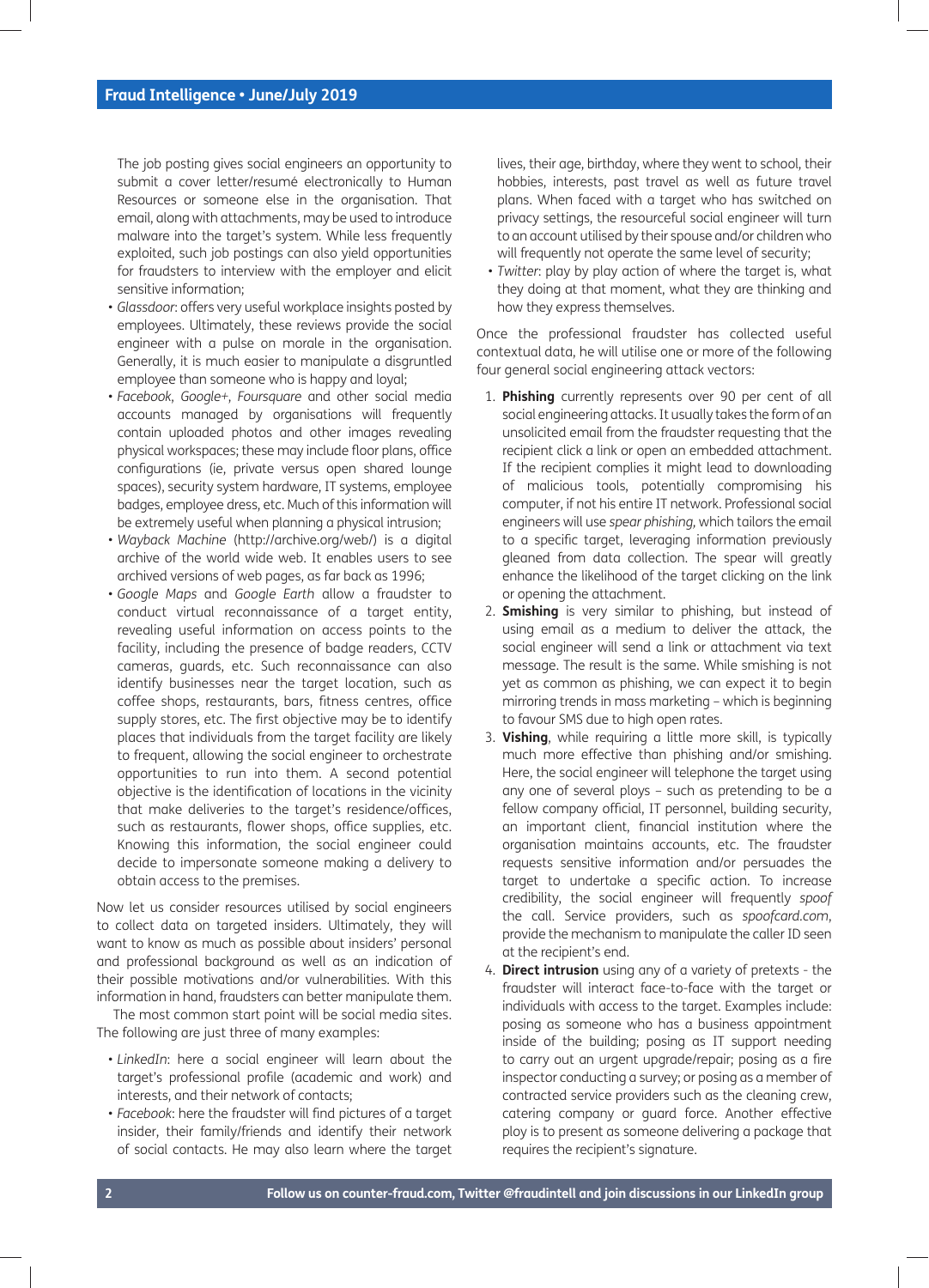The job posting gives social engineers an opportunity to submit a cover letter/resumé electronically to Human Resources or someone else in the organisation. That email, along with attachments, may be used to introduce malware into the target's system. While less frequently exploited, such job postings can also yield opportunities for fraudsters to interview with the employer and elicit sensitive information;

- *Glassdoor*: offers very useful workplace insights posted by employees. Ultimately, these reviews provide the social engineer with a pulse on morale in the organisation. Generally, it is much easier to manipulate a disgruntled employee than someone who is happy and loyal;
- *Facebook*, *Google+*, *Foursquare* and other social media accounts managed by organisations will frequently contain uploaded photos and other images revealing physical workspaces; these may include floor plans, office configurations (ie, private versus open shared lounge spaces), security system hardware, IT systems, employee badges, employee dress, etc. Much of this information will be extremely useful when planning a physical intrusion;
- *Wayback Machine* (http://archive.org/web/) is a digital archive of the world wide web. It enables users to see archived versions of web pages, as far back as 1996;
- *Google Maps* and *Google Earth* allow a fraudster to conduct virtual reconnaissance of a target entity, revealing useful information on access points to the facility, including the presence of badge readers, CCTV cameras, guards, etc. Such reconnaissance can also identify businesses near the target location, such as coffee shops, restaurants, bars, fitness centres, office supply stores, etc. The first objective may be to identify places that individuals from the target facility are likely to frequent, allowing the social engineer to orchestrate opportunities to run into them. A second potential objective is the identification of locations in the vicinity that make deliveries to the target's residence/offices, such as restaurants, flower shops, office supplies, etc. Knowing this information, the social engineer could decide to impersonate someone making a delivery to obtain access to the premises.

Now let us consider resources utilised by social engineers to collect data on targeted insiders. Ultimately, they will want to know as much as possible about insiders' personal and professional background as well as an indication of their possible motivations and/or vulnerabilities. With this information in hand, fraudsters can better manipulate them.

The most common start point will be social media sites. The following are just three of many examples:

- *LinkedIn*: here a social engineer will learn about the target's professional profile (academic and work) and interests, and their network of contacts;
- *Facebook*: here the fraudster will find pictures of a target insider, their family/friends and identify their network of social contacts. He may also learn where the target lives, their age, birthday, where they went to school, their hobbies, interests, past travel as well as future travel plans. When faced with a target who has switched on privacy settings, the resourceful social engineer will turn to an account utilised by their spouse and/or children who will frequently not operate the same level of security;
- *Twitter*: play by play action of where the target is, what they doing at that moment, what they are thinking and how they express themselves.

Once the professional fraudster has collected useful contextual data, he will utilise one or more of the following four general social engineering attack vectors:

1. **Phishing** currently represents over 90 per cent of all social engineering attacks. It usually takes the form of an unsolicited email from the fraudster requesting that the recipient click a link or open an embedded attachment. If the recipient complies it might lead to downloading of malicious tools, potentially compromising his computer, if not his entire IT network. Professional social engineers will use *spear phishing,* which tailors the email to a specific target, leveraging information previously gleaned from data collection. The spear will greatly enhance the likelihood of the target clicking on the link or opening the attachment.
2. **Smishing** is very similar to phishing, but instead of using email as a medium to deliver the attack, the social engineer will send a link or attachment via text message. The result is the same. While smishing is not yet as common as phishing, we can expect it to begin mirroring trends in mass marketing – which is beginning to favour SMS due to high open rates.
3. **Vishing**, while requiring a little more skill, is typically much more effective than phishing and/or smishing. Here, the social engineer will telephone the target using any one of several ploys – such as pretending to be a fellow company official, IT personnel, building security, an important client, financial institution where the organisation maintains accounts, etc. The fraudster requests sensitive information and/or persuades the target to undertake a specific action. To increase credibility, the social engineer will frequently *spoof* the call. Service providers, such as *spoofcard.com*, provide the mechanism to manipulate the caller ID seen at the recipient's end.
4. **Direct intrusion** using any of a variety of pretexts - the fraudster will interact face-to-face with the target or individuals with access to the target. Examples include: posing as someone who has a business appointment inside of the building; posing as IT support needing to carry out an urgent upgrade/repair; posing as a fire inspector conducting a survey; or posing as a member of contracted service providers such as the cleaning crew, catering company or guard force. Another effective ploy is to present as someone delivering a package that requires the recipient's signature.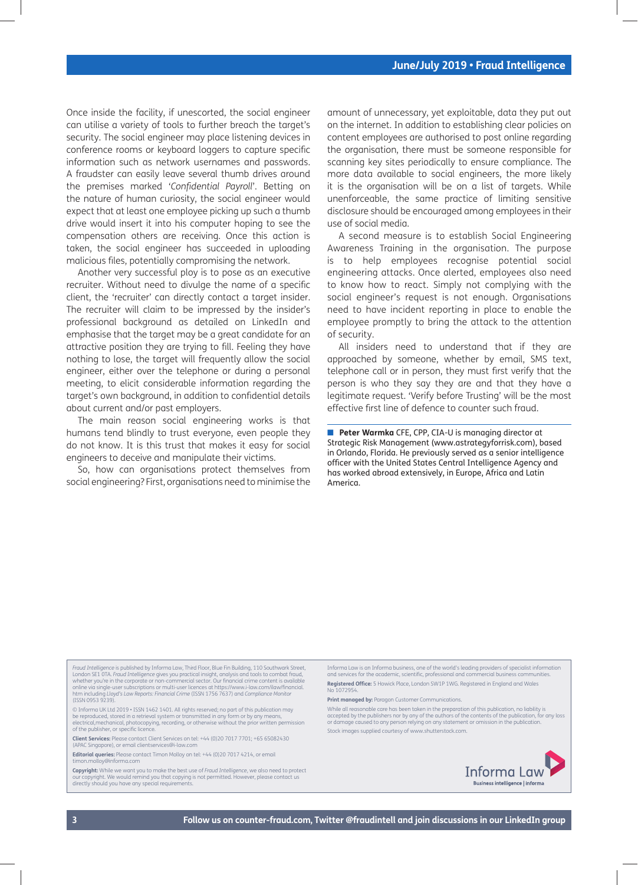Once inside the facility, if unescorted, the social engineer can utilise a variety of tools to further breach the target's security. The social engineer may place listening devices in conference rooms or keyboard loggers to capture specific information such as network usernames and passwords. A fraudster can easily leave several thumb drives around the premises marked '*Confidential Payroll*'. Betting on the nature of human curiosity, the social engineer would expect that at least one employee picking up such a thumb drive would insert it into his computer hoping to see the compensation others are receiving. Once this action is taken, the social engineer has succeeded in uploading malicious files, potentially compromising the network.

Another very successful ploy is to pose as an executive recruiter. Without need to divulge the name of a specific client, the 'recruiter' can directly contact a target insider. The recruiter will claim to be impressed by the insider's professional background as detailed on LinkedIn and emphasise that the target may be a great candidate for an attractive position they are trying to fill. Feeling they have nothing to lose, the target will frequently allow the social engineer, either over the telephone or during a personal meeting, to elicit considerable information regarding the target's own background, in addition to confidential details about current and/or past employers.

The main reason social engineering works is that humans tend blindly to trust everyone, even people they do not know. It is this trust that makes it easy for social engineers to deceive and manipulate their victims.

So, how can organisations protect themselves from social engineering? First, organisations need to minimise the amount of unnecessary, yet exploitable, data they put out on the internet. In addition to establishing clear policies on content employees are authorised to post online regarding the organisation, there must be someone responsible for scanning key sites periodically to ensure compliance. The more data available to social engineers, the more likely it is the organisation will be on a list of targets. While unenforceable, the same practice of limiting sensitive disclosure should be encouraged among employees in their use of social media.

A second measure is to establish Social Engineering Awareness Training in the organisation. The purpose is to help employees recognise potential social engineering attacks. Once alerted, employees also need to know how to react. Simply not complying with the social engineer's request is not enough. Organisations need to have incident reporting in place to enable the employee promptly to bring the attack to the attention of security.

All insiders need to understand that if they are approached by someone, whether by email, SMS text, telephone call or in person, they must first verify that the person is who they say they are and that they have a legitimate request. 'Verify before Trusting' will be the most effective first line of defence to counter such fraud.

---

**Peter Warmka** CFE, CPP, CIA-U is managing director at Strategic Risk Management (www.astrategyforrisk.com), based in Orlando, Florida. He previously served as a senior intelligence officer with the United States Central Intelligence Agency and has worked abroad extensively, in Europe, Africa and Latin America.

---

*Fraud Intelligence* is published by Informa Law, Third Floor, Blue Fin Building, 110 Southwark Street, London SE1 0TA. *Fraud Intelligence* gives you practical insight, analysis and tools to combat fraud, whether you're in the corporate or non-commercial sector. Our financial crime content is available online via single-user subscriptions or multi-user licences at https://www.i-law.com/ilaw/financial.htm including *Lloyd's Law Reports: Financial Crime* (ISSN 1756 7637) and *Compliance Monitor* (ISSN 0953 9239).

© Informa UK Ltd 2019 • ISSN 1462 1401. All rights reserved; no part of this publication may be reproduced, stored in a retrieval system or transmitted in any form or by any means, electrical,mechanical, photocopying, recording, or otherwise without the prior written permission of the publisher, or specific licence.

**Client Services:** Please contact Client Services on tel: +44 (0)20 7017 7701; +65 65082430 (APAC Singapore), or email clientservices@i-law.com

**Editorial queries:** Please contact Timon Molloy on tel: +44 (0)20 7017 4214, or email timon.molloy@informa.com

**Copyright:** While we want you to make the best use of *Fraud Intelligence*, we also need to protect our copyright. We would remind you that copying is not permitted. However, please contact us directly should you have any special requirements.

Informa Law is an Informa business, one of the world's leading providers of specialist information and services for the academic, scientific, professional and commercial business communities.

**Registered Office:** 5 Howick Place, London SW1P 1WG. Registered in England and Wales No 1072954.

**Print managed by:** Paragon Customer Communications.

While all reasonable care has been taken in the preparation of this publication, no liability is accepted by the publishers nor by any of the authors of the contents of the publication, for any loss or damage caused to any person relying on any statement or omission in the publication.

Stock images supplied courtesy of www.shutterstock.com.

Informa Law
Business intelligence | informa

Follow us on counter-fraud.com, Twitter @fraudintell and join discussions in our LinkedIn group